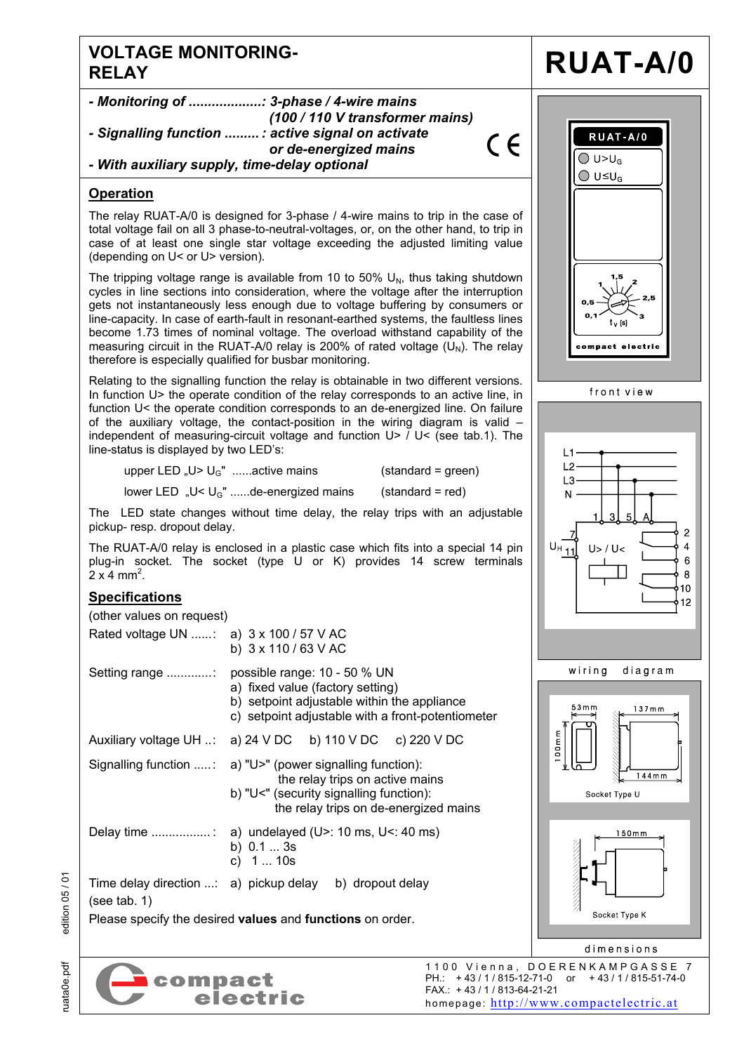# VOLTAGE MONITORING-RELAY

# RUAT-A/0

- ***Monitoring of ...................: 3-phase / 4-wire mains (100 / 110 V transformer mains)***
- ***Signalling function ......... : active signal on activate or de-energized mains***
- ***With auxiliary supply, time-delay optional***

## Operation

The relay RUAT-A/0 is designed for 3-phase / 4-wire mains to trip in the case of total voltage fail on all 3 phase-to-neutral-voltages, or, on the other hand, to trip in case of at least one single star voltage exceeding the adjusted limiting value (depending on U< or U> version).

The tripping voltage range is available from 10 to 50% $U_N$, thus taking shutdown cycles in line sections into consideration, where the voltage after the interruption gets not instantaneously less enough due to voltage buffering by consumers or line-capacity. In case of earth-fault in resonant-earthed systems, the faultless lines become 1.73 times of nominal voltage. The overload withstand capability of the measuring circuit in the RUAT-A/0 relay is 200% of rated voltage ($U_N$). The relay therefore is especially qualified for busbar monitoring.

Relating to the signalling function the relay is obtainable in two different versions. In function U> the operate condition of the relay corresponds to an active line, in function U< the operate condition corresponds to an de-energized line. On failure of the auxiliary voltage, the contact-position in the wiring diagram is valid – independent of measuring-circuit voltage and function U> / U< (see tab.1). The line-status is displayed by two LED's:

upper LED „U> $U_G$" ......active mains (standard = green)

lower LED „U< $U_G$" ......de-energized mains (standard = red)

The LED state changes without time delay, the relay trips with an adjustable pickup- resp. dropout delay.

The RUAT-A/0 relay is enclosed in a plastic case which fits into a special 14 pin plug-in socket. The socket (type U or K) provides 14 screw terminals 2 x 4 mm².

## Specifications

(other values on request)

Rated voltage UN ......: a) 3 x 100 / 57 V AC
b) 3 x 110 / 63 V AC

Setting range .............: possible range: 10 - 50 % UN
a) fixed value (factory setting)
b) setpoint adjustable within the appliance
c) setpoint adjustable with a front-potentiometer

Auxiliary voltage UH ..: a) 24 V DC b) 110 V DC c) 220 V DC

Signalling function .....: a) "U>" (power signalling function): the relay trips on active mains
b) "U<" (security signalling function): the relay trips on de-energized mains

Delay time ................. : a) undelayed (U>: 10 ms, U<: 40 ms)
b) 0.1 ... 3s
c) 1 ... 10s

Time delay direction ...: a) pickup delay b) dropout delay
(see tab. 1)

Please specify the desired **values** and **functions** on order.

front view

wiring diagram

Socket Type U

Socket Type K

dimensions

1100 Vienna, DOERENKAMPGASSE 7
PH.: + 43 / 1 / 815-12-71-0 or + 43 / 1 / 815-51-74-0
FAX.: + 43 / 1 / 813-64-21-21
homepage: http://www.compactelectric.at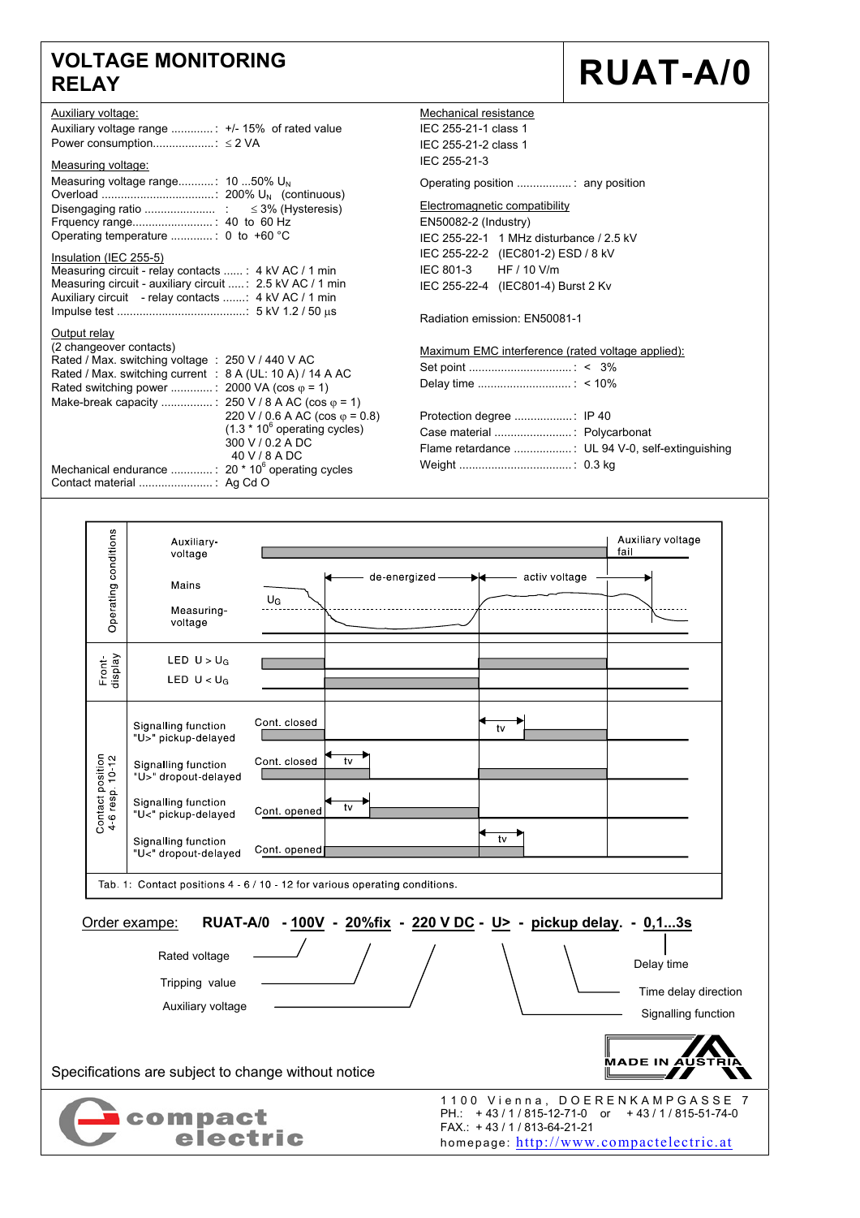# VOLTAGE MONITORING RELAY

# RUAT-A/0

Auxiliary voltage:

Auxiliary voltage range ............: +/- 15% of rated value
Power consumption...................: ≤ 2 VA

Measuring voltage:

Measuring voltage range...........: 10 ...50% $U_N$
Overload ...................................: 200% $U_N$ (continuous)
Disengaging ratio ......................: ≤ 3% (Hysteresis)
Frquency range.........................: 40 to 60 Hz
Operating temperature .............: 0 to +60 °C

Insulation (IEC 255-5)

Measuring circuit - relay contacts ......: 4 kV AC / 1 min
Measuring circuit - auxiliary circuit .....: 2.5 kV AC / 1 min
Auxiliary circuit - relay contacts .......: 4 kV AC / 1 min
Impulse test ........................................: 5 kV 1.2 / 50 µs

Output relay

(2 changeover contacts)
Rated / Max. switching voltage : 250 V / 440 V AC
Rated / Max. switching current : 8 A (UL: 10 A) / 14 A AC
Rated switching power .............: 2000 VA (cos φ = 1)
Make-break capacity ................: 250 V / 8 A AC (cos φ = 1)
220 V / 0.6 A AC (cos φ = 0.8)
($1.3 * 10^6$ operating cycles)
300 V / 0.2 A DC
40 V / 8 A DC
Mechanical endurance .............: $20 * 10^6$ operating cycles
Contact material ........................: Ag Cd O

Mechanical resistance

IEC 255-21-1 class 1
IEC 255-21-2 class 1
IEC 255-21-3

Operating position .................: any position

Electromagnetic compatibility

EN50082-2 (Industry)
IEC 255-22-1 1 MHz disturbance / 2.5 kV
IEC 255-22-2 (IEC801-2) ESD / 8 kV
IEC 801-3 HF / 10 V/m
IEC 255-22-4 (IEC801-4) Burst 2 Kv

Radiation emission: EN50081-1

Maximum EMC interference (rated voltage applied):

Set point .................................: < 3%
Delay time .............................: < 10%

Protection degree ..................: IP 40
Case material .........................: Polycarbonat
Flame retardance ..................: UL 94 V-0, self-extinguishing
Weight ...................................: 0.3 kg

Operating conditions
Auxiliary-voltage
Auxiliary voltage fail
Mains
de-energized
activ voltage
Measuring-voltage
$U_G$

Front-display
LED $U > U_G$
LED $U < U_G$

Contact position 4-6 resp. 10-12
Signalling function "U>" pickup-delayed
Cont. closed
tv
Signalling function "U>" dropout-delayed
Cont. closed
tv
Signalling function "U<" pickup-delayed
Cont. opened
tv
Signalling function "U<" dropout-delayed
Cont. opened
tv

Tab. 1: Contact positions 4 - 6 / 10 - 12 for various operating conditions.

Order exampe: **RUAT-A/0 - 100V - 20%fix - 220 V DC - U> - pickup delay. - 0,1...3s**

Rated voltage
Tripping value
Auxiliary voltage
Delay time
Time delay direction
Signalling function

MADE IN AUSTRIA

Specifications are subject to change without notice

compact electric

1100 Vienna, DOERENKAMPGASSE 7
PH.: + 43 / 1 / 815-12-71-0 or + 43 / 1 / 815-51-74-0
FAX.: + 43 / 1 / 813-64-21-21
homepage: http://www.compactelectric.at